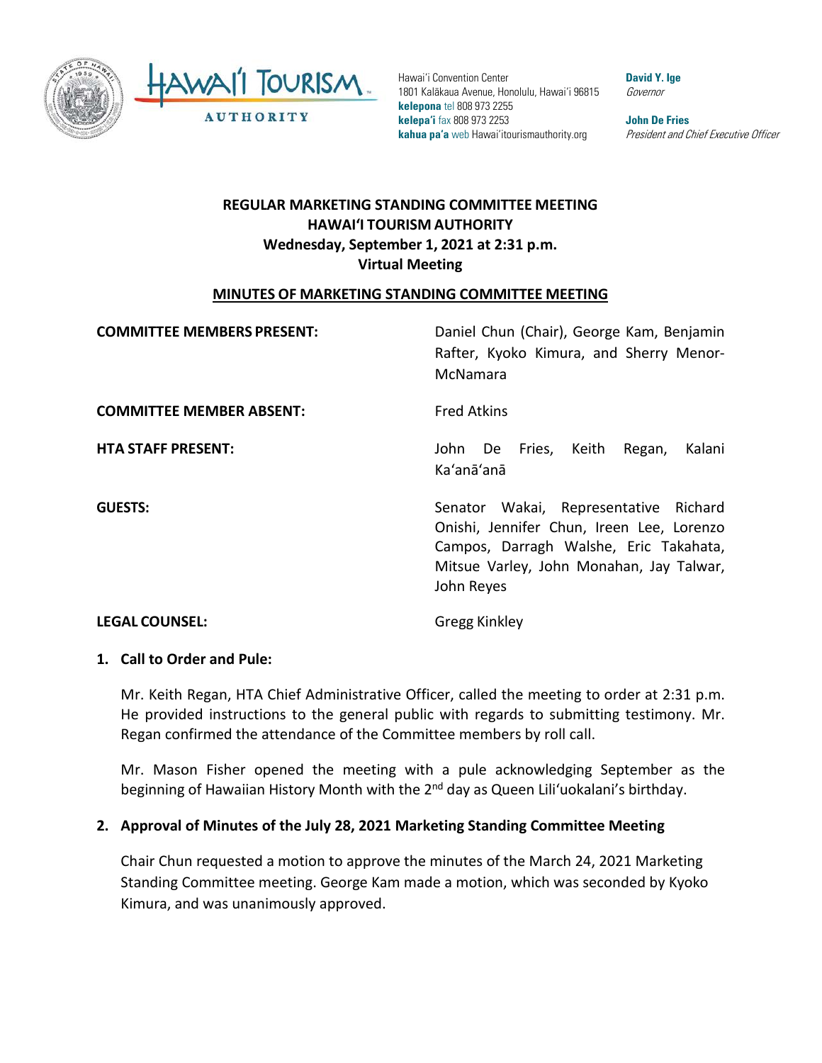Hawaiʻi Convention Center
1801 Kalākaua Avenue, Honolulu, Hawaiʻi 96815
**kelepona** tel 808 973 2255
**kelepaʻi** fax 808 973 2253
**kahua paʻa** web Hawaiʻitourismauthority.org

**David Y. Ige**
*Governor*

**John De Fries**
*President and Chief Executive Officer*

**REGULAR MARKETING STANDING COMMITTEE MEETING**
**HAWAIʻI TOURISM AUTHORITY**
**Wednesday, September 1, 2021 at 2:31 p.m.**
**Virtual Meeting**

**MINUTES OF MARKETING STANDING COMMITTEE MEETING**

**COMMITTEE MEMBERS PRESENT:** Daniel Chun (Chair), George Kam, Benjamin Rafter, Kyoko Kimura, and Sherry Menor-McNamara

**COMMITTEE MEMBER ABSENT:** Fred Atkins

**HTA STAFF PRESENT:** John De Fries, Keith Regan, Kalani Kaʻanāʻanā

**GUESTS:** Senator Wakai, Representative Richard Onishi, Jennifer Chun, Ireen Lee, Lorenzo Campos, Darragh Walshe, Eric Takahata, Mitsue Varley, John Monahan, Jay Talwar, John Reyes

**LEGAL COUNSEL:** Gregg Kinkley

## 1. Call to Order and Pule:

Mr. Keith Regan, HTA Chief Administrative Officer, called the meeting to order at 2:31 p.m. He provided instructions to the general public with regards to submitting testimony. Mr. Regan confirmed the attendance of the Committee members by roll call.

Mr. Mason Fisher opened the meeting with a pule acknowledging September as the beginning of Hawaiian History Month with the 2nd day as Queen Liliʻuokalani's birthday.

## 2. Approval of Minutes of the July 28, 2021 Marketing Standing Committee Meeting

Chair Chun requested a motion to approve the minutes of the March 24, 2021 Marketing Standing Committee meeting. George Kam made a motion, which was seconded by Kyoko Kimura, and was unanimously approved.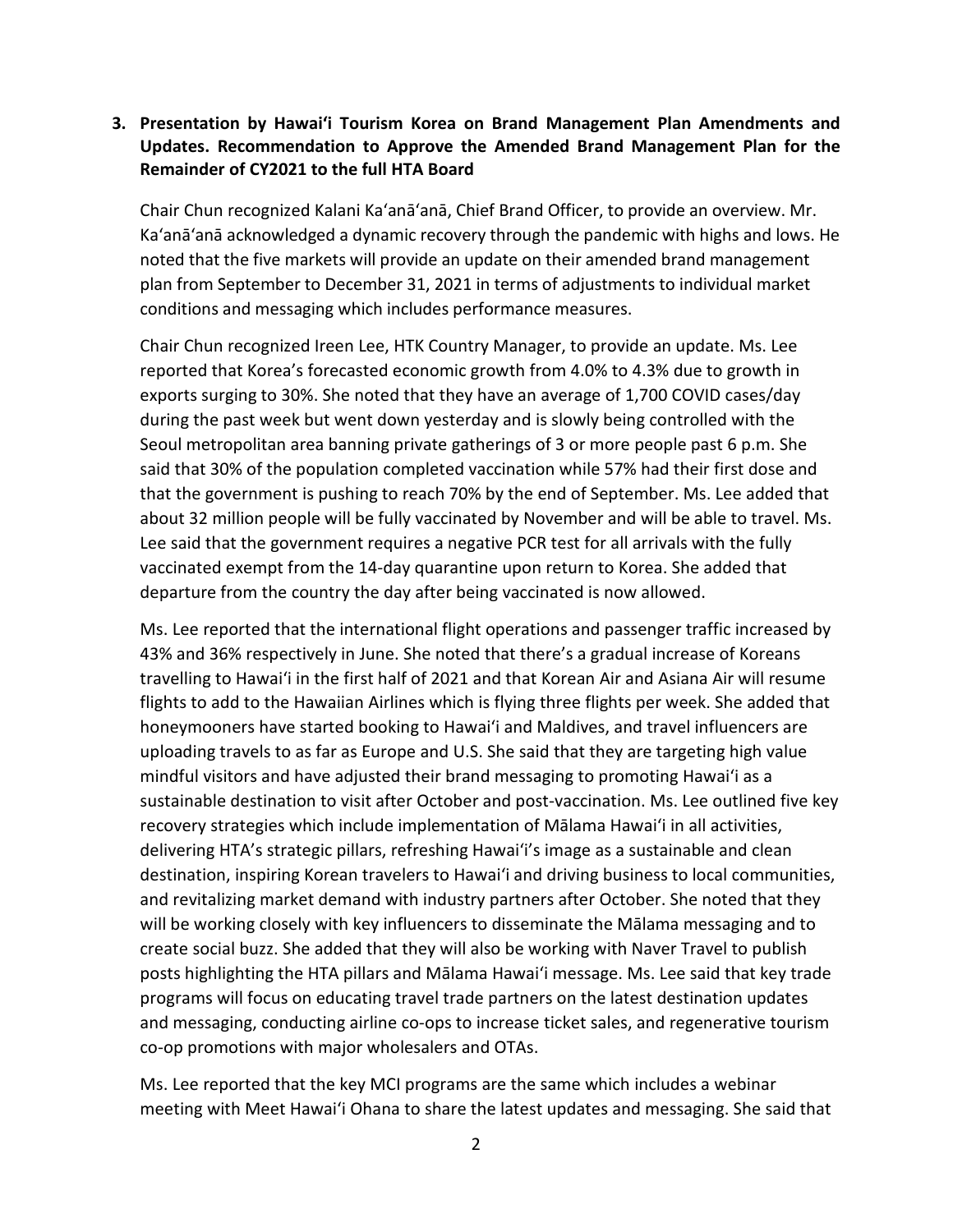**3. Presentation by Hawaiʻi Tourism Korea on Brand Management Plan Amendments and Updates. Recommendation to Approve the Amended Brand Management Plan for the Remainder of CY2021 to the full HTA Board**

Chair Chun recognized Kalani Kaʻanāʻanā, Chief Brand Officer, to provide an overview. Mr. Kaʻanāʻanā acknowledged a dynamic recovery through the pandemic with highs and lows. He noted that the five markets will provide an update on their amended brand management plan from September to December 31, 2021 in terms of adjustments to individual market conditions and messaging which includes performance measures.

Chair Chun recognized Ireen Lee, HTK Country Manager, to provide an update. Ms. Lee reported that Korea's forecasted economic growth from 4.0% to 4.3% due to growth in exports surging to 30%. She noted that they have an average of 1,700 COVID cases/day during the past week but went down yesterday and is slowly being controlled with the Seoul metropolitan area banning private gatherings of 3 or more people past 6 p.m. She said that 30% of the population completed vaccination while 57% had their first dose and that the government is pushing to reach 70% by the end of September. Ms. Lee added that about 32 million people will be fully vaccinated by November and will be able to travel. Ms. Lee said that the government requires a negative PCR test for all arrivals with the fully vaccinated exempt from the 14-day quarantine upon return to Korea. She added that departure from the country the day after being vaccinated is now allowed.

Ms. Lee reported that the international flight operations and passenger traffic increased by 43% and 36% respectively in June. She noted that there's a gradual increase of Koreans travelling to Hawaiʻi in the first half of 2021 and that Korean Air and Asiana Air will resume flights to add to the Hawaiian Airlines which is flying three flights per week. She added that honeymooners have started booking to Hawaiʻi and Maldives, and travel influencers are uploading travels to as far as Europe and U.S. She said that they are targeting high value mindful visitors and have adjusted their brand messaging to promoting Hawaiʻi as a sustainable destination to visit after October and post-vaccination. Ms. Lee outlined five key recovery strategies which include implementation of Mālama Hawaiʻi in all activities, delivering HTA's strategic pillars, refreshing Hawaiʻi's image as a sustainable and clean destination, inspiring Korean travelers to Hawaiʻi and driving business to local communities, and revitalizing market demand with industry partners after October. She noted that they will be working closely with key influencers to disseminate the Mālama messaging and to create social buzz. She added that they will also be working with Naver Travel to publish posts highlighting the HTA pillars and Mālama Hawaiʻi message. Ms. Lee said that key trade programs will focus on educating travel trade partners on the latest destination updates and messaging, conducting airline co-ops to increase ticket sales, and regenerative tourism co-op promotions with major wholesalers and OTAs.

Ms. Lee reported that the key MCI programs are the same which includes a webinar meeting with Meet Hawaiʻi Ohana to share the latest updates and messaging. She said that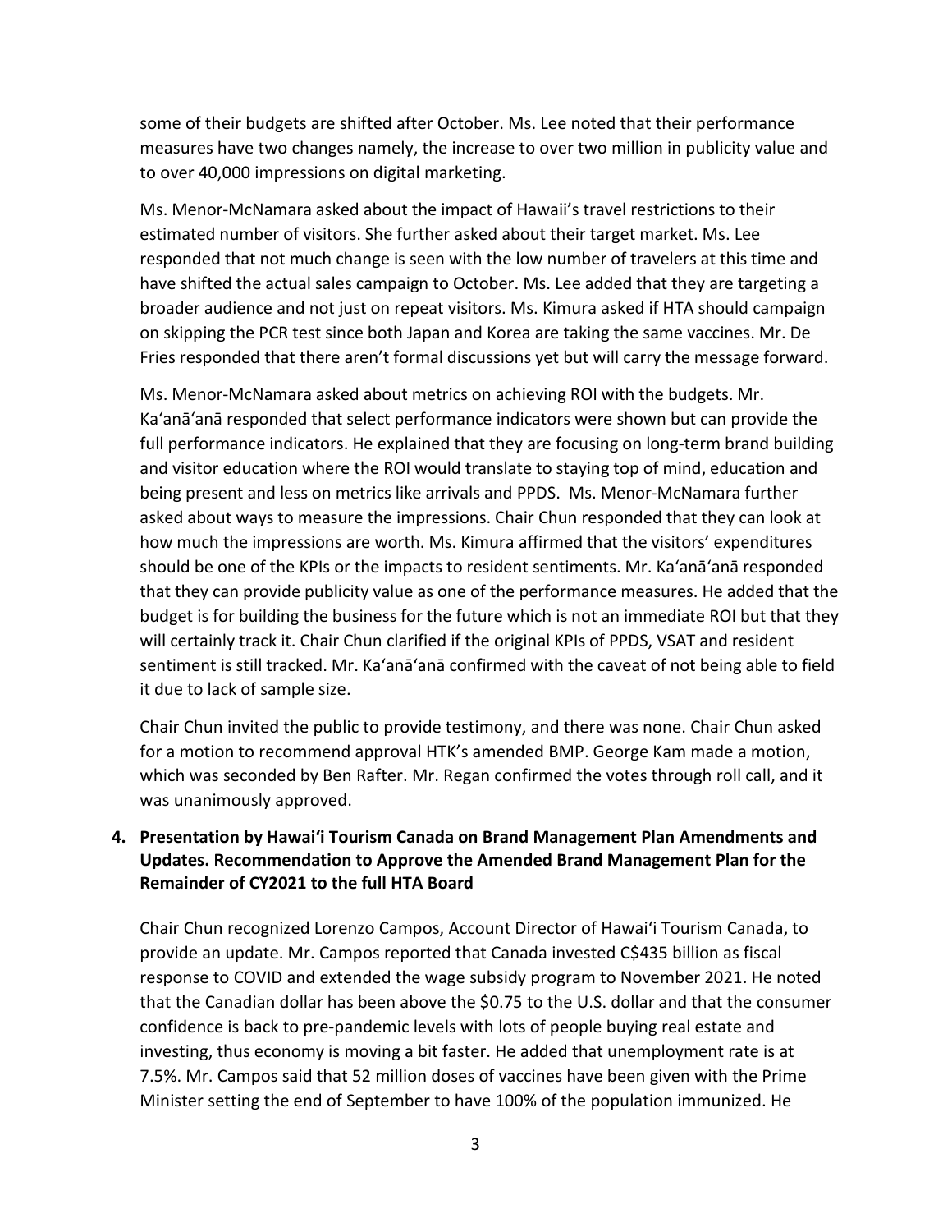some of their budgets are shifted after October. Ms. Lee noted that their performance measures have two changes namely, the increase to over two million in publicity value and to over 40,000 impressions on digital marketing.

Ms. Menor-McNamara asked about the impact of Hawaii's travel restrictions to their estimated number of visitors. She further asked about their target market. Ms. Lee responded that not much change is seen with the low number of travelers at this time and have shifted the actual sales campaign to October. Ms. Lee added that they are targeting a broader audience and not just on repeat visitors. Ms. Kimura asked if HTA should campaign on skipping the PCR test since both Japan and Korea are taking the same vaccines. Mr. De Fries responded that there aren't formal discussions yet but will carry the message forward.

Ms. Menor-McNamara asked about metrics on achieving ROI with the budgets. Mr. Ka'anā'anā responded that select performance indicators were shown but can provide the full performance indicators. He explained that they are focusing on long-term brand building and visitor education where the ROI would translate to staying top of mind, education and being present and less on metrics like arrivals and PPDS. Ms. Menor-McNamara further asked about ways to measure the impressions. Chair Chun responded that they can look at how much the impressions are worth. Ms. Kimura affirmed that the visitors' expenditures should be one of the KPIs or the impacts to resident sentiments. Mr. Ka'anā'anā responded that they can provide publicity value as one of the performance measures. He added that the budget is for building the business for the future which is not an immediate ROI but that they will certainly track it. Chair Chun clarified if the original KPIs of PPDS, VSAT and resident sentiment is still tracked. Mr. Ka'anā'anā confirmed with the caveat of not being able to field it due to lack of sample size.

Chair Chun invited the public to provide testimony, and there was none. Chair Chun asked for a motion to recommend approval HTK's amended BMP. George Kam made a motion, which was seconded by Ben Rafter. Mr. Regan confirmed the votes through roll call, and it was unanimously approved.

**4. Presentation by Hawai'i Tourism Canada on Brand Management Plan Amendments and Updates. Recommendation to Approve the Amended Brand Management Plan for the Remainder of CY2021 to the full HTA Board**

Chair Chun recognized Lorenzo Campos, Account Director of Hawai'i Tourism Canada, to provide an update. Mr. Campos reported that Canada invested C$435 billion as fiscal response to COVID and extended the wage subsidy program to November 2021. He noted that the Canadian dollar has been above the $0.75 to the U.S. dollar and that the consumer confidence is back to pre-pandemic levels with lots of people buying real estate and investing, thus economy is moving a bit faster. He added that unemployment rate is at 7.5%. Mr. Campos said that 52 million doses of vaccines have been given with the Prime Minister setting the end of September to have 100% of the population immunized. He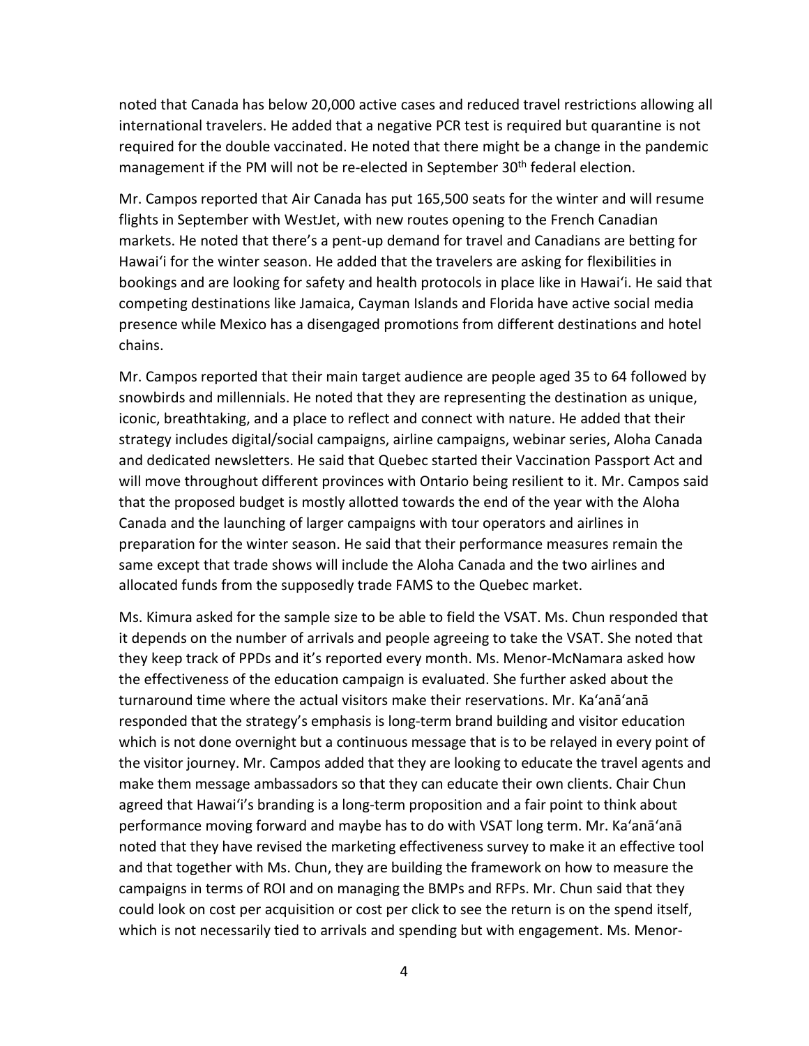noted that Canada has below 20,000 active cases and reduced travel restrictions allowing all international travelers. He added that a negative PCR test is required but quarantine is not required for the double vaccinated. He noted that there might be a change in the pandemic management if the PM will not be re-elected in September 30th federal election.

Mr. Campos reported that Air Canada has put 165,500 seats for the winter and will resume flights in September with WestJet, with new routes opening to the French Canadian markets. He noted that there's a pent-up demand for travel and Canadians are betting for Hawaiʻi for the winter season. He added that the travelers are asking for flexibilities in bookings and are looking for safety and health protocols in place like in Hawaiʻi. He said that competing destinations like Jamaica, Cayman Islands and Florida have active social media presence while Mexico has a disengaged promotions from different destinations and hotel chains.

Mr. Campos reported that their main target audience are people aged 35 to 64 followed by snowbirds and millennials. He noted that they are representing the destination as unique, iconic, breathtaking, and a place to reflect and connect with nature. He added that their strategy includes digital/social campaigns, airline campaigns, webinar series, Aloha Canada and dedicated newsletters. He said that Quebec started their Vaccination Passport Act and will move throughout different provinces with Ontario being resilient to it. Mr. Campos said that the proposed budget is mostly allotted towards the end of the year with the Aloha Canada and the launching of larger campaigns with tour operators and airlines in preparation for the winter season. He said that their performance measures remain the same except that trade shows will include the Aloha Canada and the two airlines and allocated funds from the supposedly trade FAMS to the Quebec market.

Ms. Kimura asked for the sample size to be able to field the VSAT. Ms. Chun responded that it depends on the number of arrivals and people agreeing to take the VSAT. She noted that they keep track of PPDs and it's reported every month. Ms. Menor-McNamara asked how the effectiveness of the education campaign is evaluated. She further asked about the turnaround time where the actual visitors make their reservations. Mr. Kaʻanāʻanā responded that the strategy's emphasis is long-term brand building and visitor education which is not done overnight but a continuous message that is to be relayed in every point of the visitor journey. Mr. Campos added that they are looking to educate the travel agents and make them message ambassadors so that they can educate their own clients. Chair Chun agreed that Hawaiʻi's branding is a long-term proposition and a fair point to think about performance moving forward and maybe has to do with VSAT long term. Mr. Kaʻanāʻanā noted that they have revised the marketing effectiveness survey to make it an effective tool and that together with Ms. Chun, they are building the framework on how to measure the campaigns in terms of ROI and on managing the BMPs and RFPs. Mr. Chun said that they could look on cost per acquisition or cost per click to see the return is on the spend itself, which is not necessarily tied to arrivals and spending but with engagement. Ms. Menor-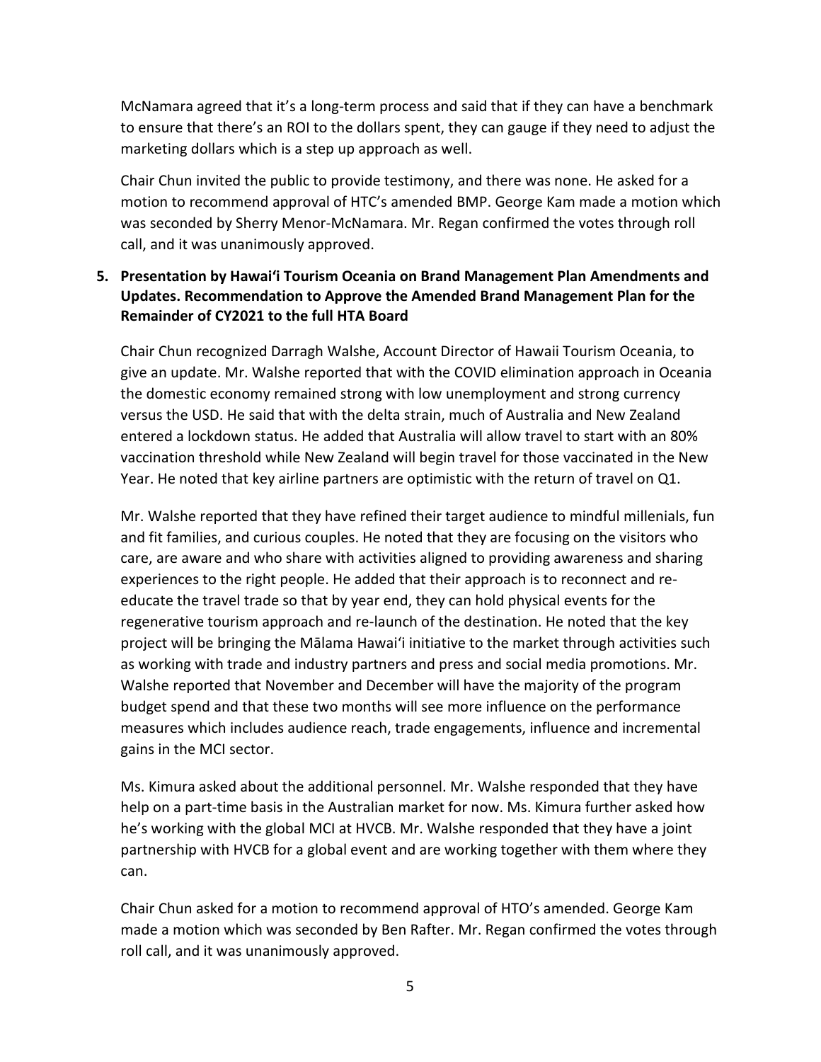McNamara agreed that it's a long-term process and said that if they can have a benchmark to ensure that there's an ROI to the dollars spent, they can gauge if they need to adjust the marketing dollars which is a step up approach as well.

Chair Chun invited the public to provide testimony, and there was none. He asked for a motion to recommend approval of HTC's amended BMP. George Kam made a motion which was seconded by Sherry Menor-McNamara. Mr. Regan confirmed the votes through roll call, and it was unanimously approved.

**5. Presentation by Hawaiʻi Tourism Oceania on Brand Management Plan Amendments and Updates. Recommendation to Approve the Amended Brand Management Plan for the Remainder of CY2021 to the full HTA Board**

Chair Chun recognized Darragh Walshe, Account Director of Hawaii Tourism Oceania, to give an update. Mr. Walshe reported that with the COVID elimination approach in Oceania the domestic economy remained strong with low unemployment and strong currency versus the USD. He said that with the delta strain, much of Australia and New Zealand entered a lockdown status. He added that Australia will allow travel to start with an 80% vaccination threshold while New Zealand will begin travel for those vaccinated in the New Year. He noted that key airline partners are optimistic with the return of travel on Q1.

Mr. Walshe reported that they have refined their target audience to mindful millenials, fun and fit families, and curious couples. He noted that they are focusing on the visitors who care, are aware and who share with activities aligned to providing awareness and sharing experiences to the right people. He added that their approach is to reconnect and re-educate the travel trade so that by year end, they can hold physical events for the regenerative tourism approach and re-launch of the destination. He noted that the key project will be bringing the Mālama Hawaiʻi initiative to the market through activities such as working with trade and industry partners and press and social media promotions. Mr. Walshe reported that November and December will have the majority of the program budget spend and that these two months will see more influence on the performance measures which includes audience reach, trade engagements, influence and incremental gains in the MCI sector.

Ms. Kimura asked about the additional personnel. Mr. Walshe responded that they have help on a part-time basis in the Australian market for now. Ms. Kimura further asked how he's working with the global MCI at HVCB. Mr. Walshe responded that they have a joint partnership with HVCB for a global event and are working together with them where they can.

Chair Chun asked for a motion to recommend approval of HTO's amended. George Kam made a motion which was seconded by Ben Rafter. Mr. Regan confirmed the votes through roll call, and it was unanimously approved.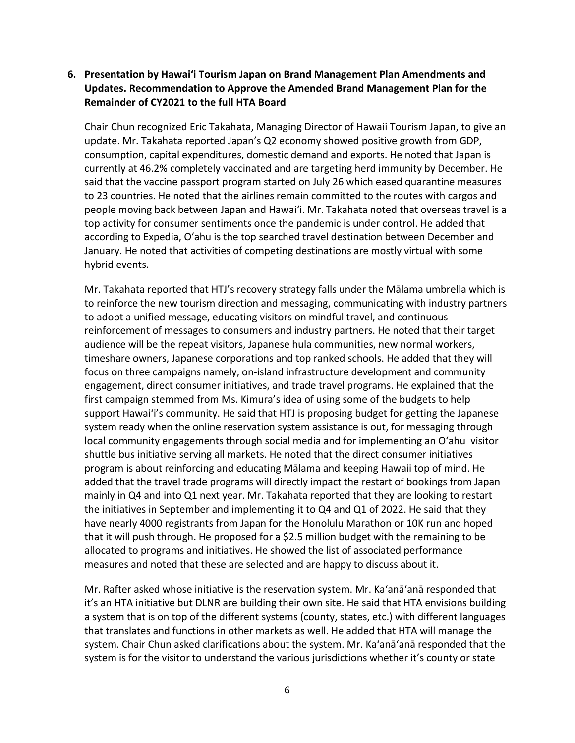**6. Presentation by Hawaiʻi Tourism Japan on Brand Management Plan Amendments and Updates. Recommendation to Approve the Amended Brand Management Plan for the Remainder of CY2021 to the full HTA Board**

Chair Chun recognized Eric Takahata, Managing Director of Hawaii Tourism Japan, to give an update. Mr. Takahata reported Japan's Q2 economy showed positive growth from GDP, consumption, capital expenditures, domestic demand and exports. He noted that Japan is currently at 46.2% completely vaccinated and are targeting herd immunity by December. He said that the vaccine passport program started on July 26 which eased quarantine measures to 23 countries. He noted that the airlines remain committed to the routes with cargos and people moving back between Japan and Hawaiʻi. Mr. Takahata noted that overseas travel is a top activity for consumer sentiments once the pandemic is under control. He added that according to Expedia, Oʻahu is the top searched travel destination between December and January. He noted that activities of competing destinations are mostly virtual with some hybrid events.

Mr. Takahata reported that HTJ's recovery strategy falls under the Mālama umbrella which is to reinforce the new tourism direction and messaging, communicating with industry partners to adopt a unified message, educating visitors on mindful travel, and continuous reinforcement of messages to consumers and industry partners. He noted that their target audience will be the repeat visitors, Japanese hula communities, new normal workers, timeshare owners, Japanese corporations and top ranked schools. He added that they will focus on three campaigns namely, on-island infrastructure development and community engagement, direct consumer initiatives, and trade travel programs. He explained that the first campaign stemmed from Ms. Kimura's idea of using some of the budgets to help support Hawaiʻi's community. He said that HTJ is proposing budget for getting the Japanese system ready when the online reservation system assistance is out, for messaging through local community engagements through social media and for implementing an Oʻahu visitor shuttle bus initiative serving all markets. He noted that the direct consumer initiatives program is about reinforcing and educating Mālama and keeping Hawaii top of mind. He added that the travel trade programs will directly impact the restart of bookings from Japan mainly in Q4 and into Q1 next year. Mr. Takahata reported that they are looking to restart the initiatives in September and implementing it to Q4 and Q1 of 2022. He said that they have nearly 4000 registrants from Japan for the Honolulu Marathon or 10K run and hoped that it will push through. He proposed for a $2.5 million budget with the remaining to be allocated to programs and initiatives. He showed the list of associated performance measures and noted that these are selected and are happy to discuss about it.

Mr. Rafter asked whose initiative is the reservation system. Mr. Kaʻanāʻanā responded that it's an HTA initiative but DLNR are building their own site. He said that HTA envisions building a system that is on top of the different systems (county, states, etc.) with different languages that translates and functions in other markets as well. He added that HTA will manage the system. Chair Chun asked clarifications about the system. Mr. Kaʻanāʻanā responded that the system is for the visitor to understand the various jurisdictions whether it's county or state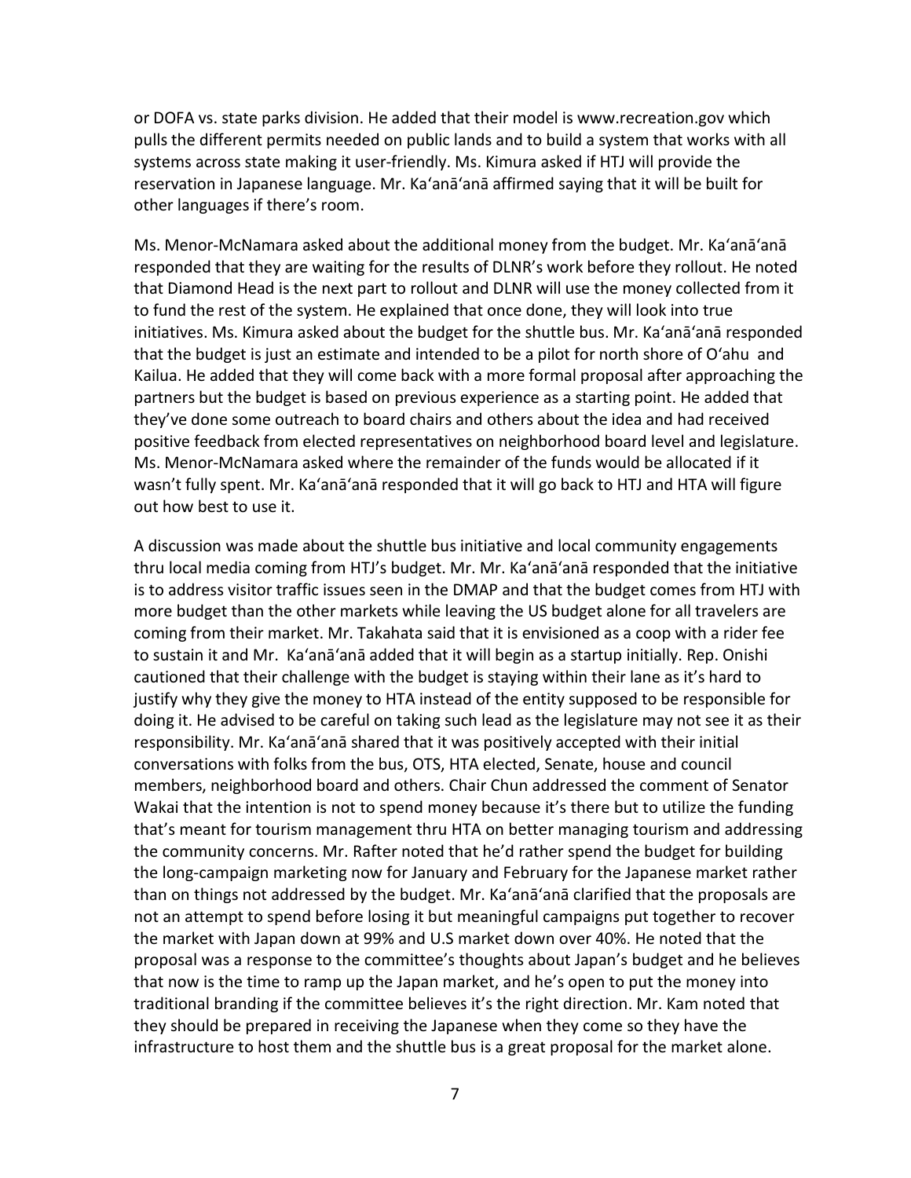or DOFA vs. state parks division. He added that their model is www.recreation.gov which pulls the different permits needed on public lands and to build a system that works with all systems across state making it user-friendly. Ms. Kimura asked if HTJ will provide the reservation in Japanese language. Mr. Ka'anā'anā affirmed saying that it will be built for other languages if there's room.

Ms. Menor-McNamara asked about the additional money from the budget. Mr. Ka'anā'anā responded that they are waiting for the results of DLNR's work before they rollout. He noted that Diamond Head is the next part to rollout and DLNR will use the money collected from it to fund the rest of the system. He explained that once done, they will look into true initiatives. Ms. Kimura asked about the budget for the shuttle bus. Mr. Ka'anā'anā responded that the budget is just an estimate and intended to be a pilot for north shore of O'ahu and Kailua. He added that they will come back with a more formal proposal after approaching the partners but the budget is based on previous experience as a starting point. He added that they've done some outreach to board chairs and others about the idea and had received positive feedback from elected representatives on neighborhood board level and legislature. Ms. Menor-McNamara asked where the remainder of the funds would be allocated if it wasn't fully spent. Mr. Ka'anā'anā responded that it will go back to HTJ and HTA will figure out how best to use it.

A discussion was made about the shuttle bus initiative and local community engagements thru local media coming from HTJ's budget. Mr. Mr. Ka'anā'anā responded that the initiative is to address visitor traffic issues seen in the DMAP and that the budget comes from HTJ with more budget than the other markets while leaving the US budget alone for all travelers are coming from their market. Mr. Takahata said that it is envisioned as a coop with a rider fee to sustain it and Mr. Ka'anā'anā added that it will begin as a startup initially. Rep. Onishi cautioned that their challenge with the budget is staying within their lane as it's hard to justify why they give the money to HTA instead of the entity supposed to be responsible for doing it. He advised to be careful on taking such lead as the legislature may not see it as their responsibility. Mr. Ka'anā'anā shared that it was positively accepted with their initial conversations with folks from the bus, OTS, HTA elected, Senate, house and council members, neighborhood board and others. Chair Chun addressed the comment of Senator Wakai that the intention is not to spend money because it's there but to utilize the funding that's meant for tourism management thru HTA on better managing tourism and addressing the community concerns. Mr. Rafter noted that he'd rather spend the budget for building the long-campaign marketing now for January and February for the Japanese market rather than on things not addressed by the budget. Mr. Ka'anā'anā clarified that the proposals are not an attempt to spend before losing it but meaningful campaigns put together to recover the market with Japan down at 99% and U.S market down over 40%. He noted that the proposal was a response to the committee's thoughts about Japan's budget and he believes that now is the time to ramp up the Japan market, and he's open to put the money into traditional branding if the committee believes it's the right direction. Mr. Kam noted that they should be prepared in receiving the Japanese when they come so they have the infrastructure to host them and the shuttle bus is a great proposal for the market alone.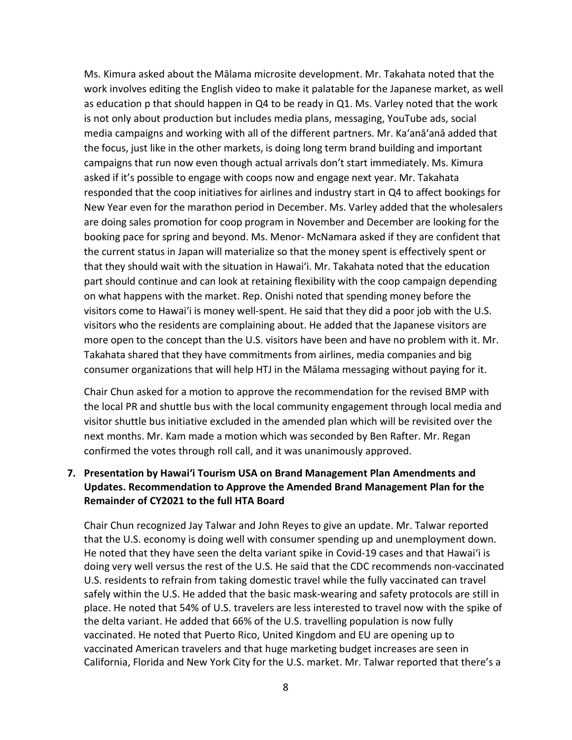Ms. Kimura asked about the Mālama microsite development. Mr. Takahata noted that the work involves editing the English video to make it palatable for the Japanese market, as well as education p that should happen in Q4 to be ready in Q1. Ms. Varley noted that the work is not only about production but includes media plans, messaging, YouTube ads, social media campaigns and working with all of the different partners. Mr. Ka'anā'anā added that the focus, just like in the other markets, is doing long term brand building and important campaigns that run now even though actual arrivals don't start immediately. Ms. Kimura asked if it's possible to engage with coops now and engage next year. Mr. Takahata responded that the coop initiatives for airlines and industry start in Q4 to affect bookings for New Year even for the marathon period in December. Ms. Varley added that the wholesalers are doing sales promotion for coop program in November and December are looking for the booking pace for spring and beyond. Ms. Menor- McNamara asked if they are confident that the current status in Japan will materialize so that the money spent is effectively spent or that they should wait with the situation in Hawai'i. Mr. Takahata noted that the education part should continue and can look at retaining flexibility with the coop campaign depending on what happens with the market. Rep. Onishi noted that spending money before the visitors come to Hawai'i is money well-spent. He said that they did a poor job with the U.S. visitors who the residents are complaining about. He added that the Japanese visitors are more open to the concept than the U.S. visitors have been and have no problem with it. Mr. Takahata shared that they have commitments from airlines, media companies and big consumer organizations that will help HTJ in the Mālama messaging without paying for it.

Chair Chun asked for a motion to approve the recommendation for the revised BMP with the local PR and shuttle bus with the local community engagement through local media and visitor shuttle bus initiative excluded in the amended plan which will be revisited over the next months. Mr. Kam made a motion which was seconded by Ben Rafter. Mr. Regan confirmed the votes through roll call, and it was unanimously approved.

## 7. Presentation by Hawai'i Tourism USA on Brand Management Plan Amendments and Updates. Recommendation to Approve the Amended Brand Management Plan for the Remainder of CY2021 to the full HTA Board

Chair Chun recognized Jay Talwar and John Reyes to give an update. Mr. Talwar reported that the U.S. economy is doing well with consumer spending up and unemployment down. He noted that they have seen the delta variant spike in Covid-19 cases and that Hawai'i is doing very well versus the rest of the U.S. He said that the CDC recommends non-vaccinated U.S. residents to refrain from taking domestic travel while the fully vaccinated can travel safely within the U.S. He added that the basic mask-wearing and safety protocols are still in place. He noted that 54% of U.S. travelers are less interested to travel now with the spike of the delta variant. He added that 66% of the U.S. travelling population is now fully vaccinated. He noted that Puerto Rico, United Kingdom and EU are opening up to vaccinated American travelers and that huge marketing budget increases are seen in California, Florida and New York City for the U.S. market. Mr. Talwar reported that there's a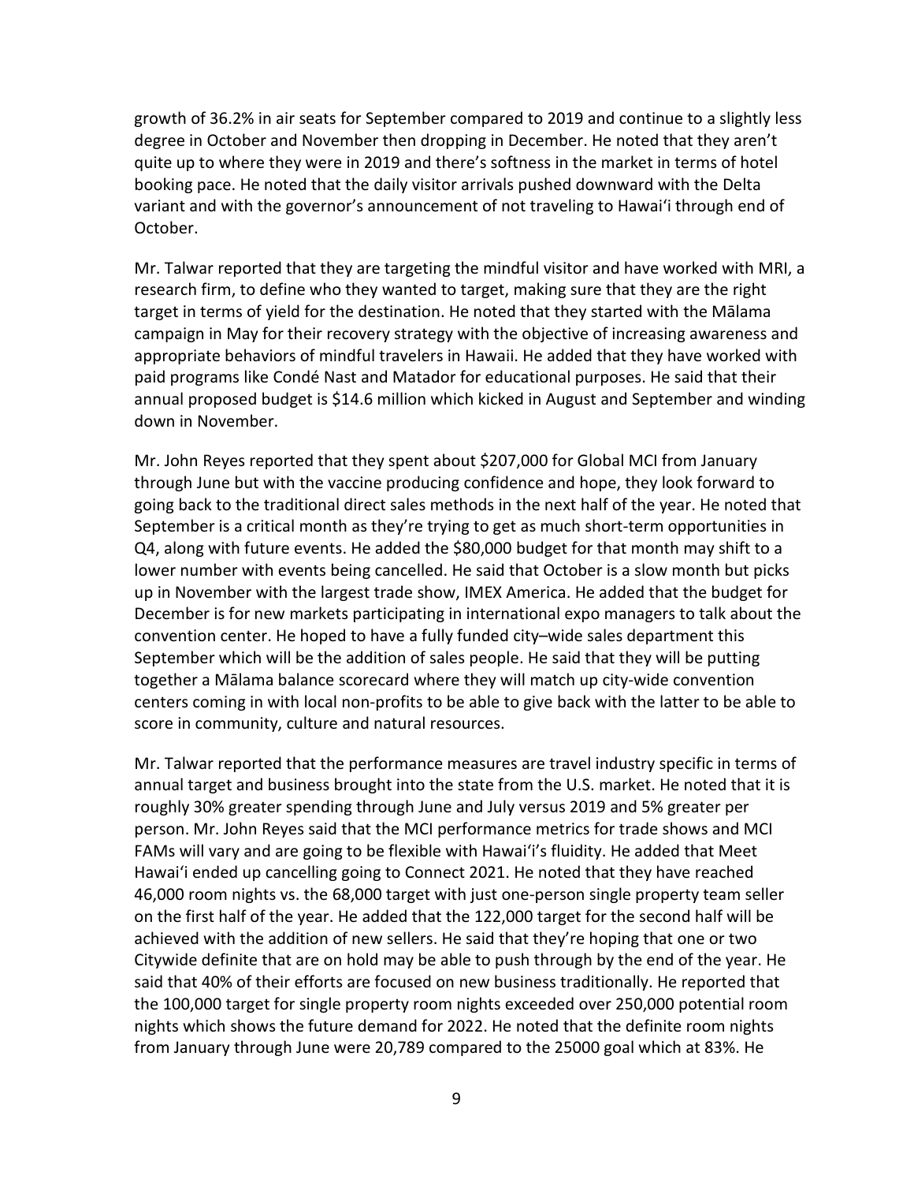growth of 36.2% in air seats for September compared to 2019 and continue to a slightly less degree in October and November then dropping in December. He noted that they aren't quite up to where they were in 2019 and there's softness in the market in terms of hotel booking pace. He noted that the daily visitor arrivals pushed downward with the Delta variant and with the governor's announcement of not traveling to Hawaiʻi through end of October.

Mr. Talwar reported that they are targeting the mindful visitor and have worked with MRI, a research firm, to define who they wanted to target, making sure that they are the right target in terms of yield for the destination. He noted that they started with the Mālama campaign in May for their recovery strategy with the objective of increasing awareness and appropriate behaviors of mindful travelers in Hawaii. He added that they have worked with paid programs like Condé Nast and Matador for educational purposes. He said that their annual proposed budget is $14.6 million which kicked in August and September and winding down in November.

Mr. John Reyes reported that they spent about $207,000 for Global MCI from January through June but with the vaccine producing confidence and hope, they look forward to going back to the traditional direct sales methods in the next half of the year. He noted that September is a critical month as they're trying to get as much short-term opportunities in Q4, along with future events. He added the $80,000 budget for that month may shift to a lower number with events being cancelled. He said that October is a slow month but picks up in November with the largest trade show, IMEX America. He added that the budget for December is for new markets participating in international expo managers to talk about the convention center. He hoped to have a fully funded city–wide sales department this September which will be the addition of sales people. He said that they will be putting together a Mālama balance scorecard where they will match up city-wide convention centers coming in with local non-profits to be able to give back with the latter to be able to score in community, culture and natural resources.

Mr. Talwar reported that the performance measures are travel industry specific in terms of annual target and business brought into the state from the U.S. market. He noted that it is roughly 30% greater spending through June and July versus 2019 and 5% greater per person. Mr. John Reyes said that the MCI performance metrics for trade shows and MCI FAMs will vary and are going to be flexible with Hawaiʻi's fluidity. He added that Meet Hawaiʻi ended up cancelling going to Connect 2021. He noted that they have reached 46,000 room nights vs. the 68,000 target with just one-person single property team seller on the first half of the year. He added that the 122,000 target for the second half will be achieved with the addition of new sellers. He said that they're hoping that one or two Citywide definite that are on hold may be able to push through by the end of the year. He said that 40% of their efforts are focused on new business traditionally. He reported that the 100,000 target for single property room nights exceeded over 250,000 potential room nights which shows the future demand for 2022. He noted that the definite room nights from January through June were 20,789 compared to the 25000 goal which at 83%. He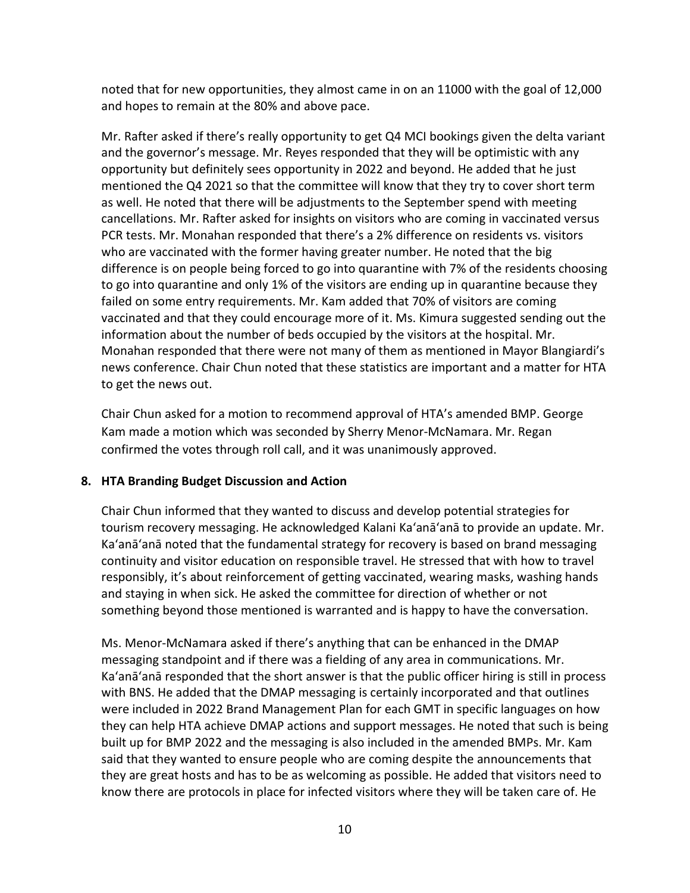noted that for new opportunities, they almost came in on an 11000 with the goal of 12,000 and hopes to remain at the 80% and above pace.

Mr. Rafter asked if there's really opportunity to get Q4 MCI bookings given the delta variant and the governor's message. Mr. Reyes responded that they will be optimistic with any opportunity but definitely sees opportunity in 2022 and beyond. He added that he just mentioned the Q4 2021 so that the committee will know that they try to cover short term as well. He noted that there will be adjustments to the September spend with meeting cancellations. Mr. Rafter asked for insights on visitors who are coming in vaccinated versus PCR tests. Mr. Monahan responded that there's a 2% difference on residents vs. visitors who are vaccinated with the former having greater number. He noted that the big difference is on people being forced to go into quarantine with 7% of the residents choosing to go into quarantine and only 1% of the visitors are ending up in quarantine because they failed on some entry requirements. Mr. Kam added that 70% of visitors are coming vaccinated and that they could encourage more of it. Ms. Kimura suggested sending out the information about the number of beds occupied by the visitors at the hospital. Mr. Monahan responded that there were not many of them as mentioned in Mayor Blangiardi's news conference. Chair Chun noted that these statistics are important and a matter for HTA to get the news out.

Chair Chun asked for a motion to recommend approval of HTA's amended BMP. George Kam made a motion which was seconded by Sherry Menor-McNamara. Mr. Regan confirmed the votes through roll call, and it was unanimously approved.

**8. HTA Branding Budget Discussion and Action**

Chair Chun informed that they wanted to discuss and develop potential strategies for tourism recovery messaging. He acknowledged Kalani Ka'anā'anā to provide an update. Mr. Ka'anā'anā noted that the fundamental strategy for recovery is based on brand messaging continuity and visitor education on responsible travel. He stressed that with how to travel responsibly, it's about reinforcement of getting vaccinated, wearing masks, washing hands and staying in when sick. He asked the committee for direction of whether or not something beyond those mentioned is warranted and is happy to have the conversation.

Ms. Menor-McNamara asked if there's anything that can be enhanced in the DMAP messaging standpoint and if there was a fielding of any area in communications. Mr. Ka'anā'anā responded that the short answer is that the public officer hiring is still in process with BNS. He added that the DMAP messaging is certainly incorporated and that outlines were included in 2022 Brand Management Plan for each GMT in specific languages on how they can help HTA achieve DMAP actions and support messages. He noted that such is being built up for BMP 2022 and the messaging is also included in the amended BMPs. Mr. Kam said that they wanted to ensure people who are coming despite the announcements that they are great hosts and has to be as welcoming as possible. He added that visitors need to know there are protocols in place for infected visitors where they will be taken care of. He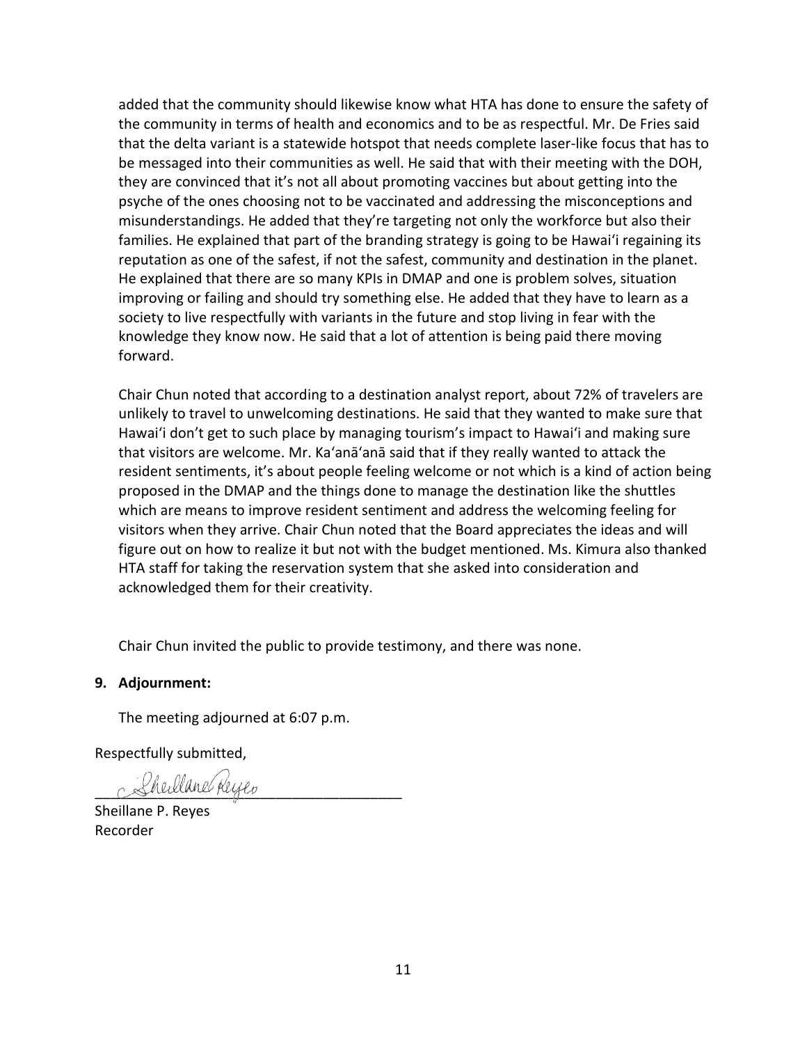added that the community should likewise know what HTA has done to ensure the safety of the community in terms of health and economics and to be as respectful. Mr. De Fries said that the delta variant is a statewide hotspot that needs complete laser-like focus that has to be messaged into their communities as well. He said that with their meeting with the DOH, they are convinced that it's not all about promoting vaccines but about getting into the psyche of the ones choosing not to be vaccinated and addressing the misconceptions and misunderstandings. He added that they're targeting not only the workforce but also their families. He explained that part of the branding strategy is going to be Hawai'i regaining its reputation as one of the safest, if not the safest, community and destination in the planet. He explained that there are so many KPIs in DMAP and one is problem solves, situation improving or failing and should try something else. He added that they have to learn as a society to live respectfully with variants in the future and stop living in fear with the knowledge they know now. He said that a lot of attention is being paid there moving forward.

Chair Chun noted that according to a destination analyst report, about 72% of travelers are unlikely to travel to unwelcoming destinations. He said that they wanted to make sure that Hawai'i don't get to such place by managing tourism's impact to Hawai'i and making sure that visitors are welcome. Mr. Ka'anā'anā said that if they really wanted to attack the resident sentiments, it's about people feeling welcome or not which is a kind of action being proposed in the DMAP and the things done to manage the destination like the shuttles which are means to improve resident sentiment and address the welcoming feeling for visitors when they arrive. Chair Chun noted that the Board appreciates the ideas and will figure out on how to realize it but not with the budget mentioned. Ms. Kimura also thanked HTA staff for taking the reservation system that she asked into consideration and acknowledged them for their creativity.

Chair Chun invited the public to provide testimony, and there was none.

**9. Adjournment:**

The meeting adjourned at 6:07 p.m.

Respectfully submitted,

Sheillane Reyes

Sheillane P. Reyes
Recorder